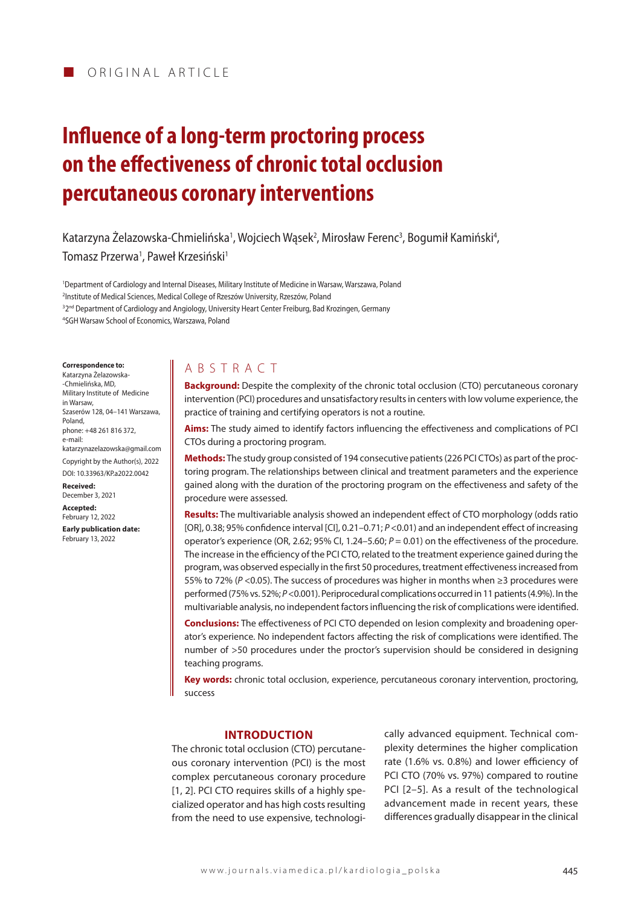ORIGINAL ARTICLE

# Influence of a long-term proctoring process on the effectiveness of chronic total occlusion percutaneous coronary interventions

Katarzyna Żelazowska-Chmielińska[1], Wojciech Wąsek[2], Mirosław Ferenc[3], Bogumił Kamiński[4], Tomasz Przerwa[1], Paweł Krzesiński[1]

[1]Department of Cardiology and Internal Diseases, Military Institute of Medicine in Warsaw, Warszawa, Poland
[2]Institute of Medical Sciences, Medical College of Rzeszów University, Rzeszów, Poland
[3]2nd Department of Cardiology and Angiology, University Heart Center Freiburg, Bad Krozingen, Germany
[4]SGH Warsaw School of Economics, Warszawa, Poland

**Correspondence to:**
Katarzyna Żelazowska-Chmielińska, MD,
Military Institute of Medicine in Warsaw,
Szaserów 128, 04–141 Warszawa, Poland,
phone: +48 261 816 372,
e-mail: katarzynazelazowska@gmail.com

Copyright by the Author(s), 2022
DOI: 10.33963/KP.a2022.0042

**Received:**
December 3, 2021

**Accepted:**
February 12, 2022

**Early publication date:**
February 13, 2022

## ABSTRACT

**Background:** Despite the complexity of the chronic total occlusion (CTO) percutaneous coronary intervention (PCI) procedures and unsatisfactory results in centers with low volume experience, the practice of training and certifying operators is not a routine.

**Aims:** The study aimed to identify factors influencing the effectiveness and complications of PCI CTOs during a proctoring program.

**Methods:** The study group consisted of 194 consecutive patients (226 PCI CTOs) as part of the proctoring program. The relationships between clinical and treatment parameters and the experience gained along with the duration of the proctoring program on the effectiveness and safety of the procedure were assessed.

**Results:** The multivariable analysis showed an independent effect of CTO morphology (odds ratio [OR], 0.38; 95% confidence interval [CI], 0.21–0.71; $P < 0.01$) and an independent effect of increasing operator's experience (OR, 2.62; 95% CI, 1.24–5.60; $P = 0.01$) on the effectiveness of the procedure. The increase in the efficiency of the PCI CTO, related to the treatment experience gained during the program, was observed especially in the first 50 procedures, treatment effectiveness increased from 55% to 72% ($P < 0.05$). The success of procedures was higher in months when ≥3 procedures were performed (75% vs. 52%; $P < 0.001$). Periprocedural complications occurred in 11 patients (4.9%). In the multivariable analysis, no independent factors influencing the risk of complications were identified.

**Conclusions:** The effectiveness of PCI CTO depended on lesion complexity and broadening operator's experience. No independent factors affecting the risk of complications were identified. The number of >50 procedures under the proctor's supervision should be considered in designing teaching programs.

**Key words:** chronic total occlusion, experience, percutaneous coronary intervention, proctoring, success

## INTRODUCTION

The chronic total occlusion (CTO) percutaneous coronary intervention (PCI) is the most complex percutaneous coronary procedure [1, 2]. PCI CTO requires skills of a highly specialized operator and has high costs resulting from the need to use expensive, technologically advanced equipment. Technical complexity determines the higher complication rate (1.6% vs. 0.8%) and lower efficiency of PCI CTO (70% vs. 97%) compared to routine PCI [2–5]. As a result of the technological advancement made in recent years, these differences gradually disappear in the clinical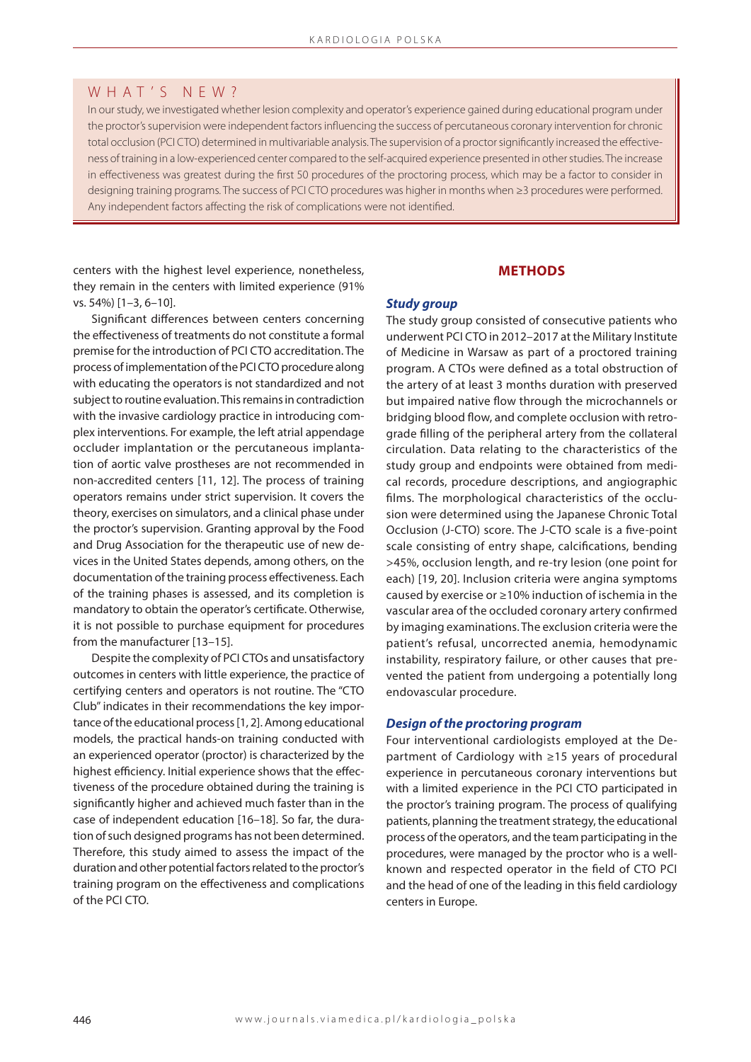## WHAT'S NEW?

In our study, we investigated whether lesion complexity and operator's experience gained during educational program under the proctor's supervision were independent factors influencing the success of percutaneous coronary intervention for chronic total occlusion (PCI CTO) determined in multivariable analysis. The supervision of a proctor significantly increased the effectiveness of training in a low-experienced center compared to the self-acquired experience presented in other studies. The increase in effectiveness was greatest during the first 50 procedures of the proctoring process, which may be a factor to consider in designing training programs. The success of PCI CTO procedures was higher in months when ≥3 procedures were performed. Any independent factors affecting the risk of complications were not identified.

centers with the highest level experience, nonetheless, they remain in the centers with limited experience (91% vs. 54%) [1–3, 6–10].

Significant differences between centers concerning the effectiveness of treatments do not constitute a formal premise for the introduction of PCI CTO accreditation. The process of implementation of the PCI CTO procedure along with educating the operators is not standardized and not subject to routine evaluation. This remains in contradiction with the invasive cardiology practice in introducing complex interventions. For example, the left atrial appendage occluder implantation or the percutaneous implantation of aortic valve prostheses are not recommended in non-accredited centers [11, 12]. The process of training operators remains under strict supervision. It covers the theory, exercises on simulators, and a clinical phase under the proctor's supervision. Granting approval by the Food and Drug Association for the therapeutic use of new devices in the United States depends, among others, on the documentation of the training process effectiveness. Each of the training phases is assessed, and its completion is mandatory to obtain the operator's certificate. Otherwise, it is not possible to purchase equipment for procedures from the manufacturer [13–15].

Despite the complexity of PCI CTOs and unsatisfactory outcomes in centers with little experience, the practice of certifying centers and operators is not routine. The "CTO Club" indicates in their recommendations the key importance of the educational process [1, 2]. Among educational models, the practical hands-on training conducted with an experienced operator (proctor) is characterized by the highest efficiency. Initial experience shows that the effectiveness of the procedure obtained during the training is significantly higher and achieved much faster than in the case of independent education [16–18]. So far, the duration of such designed programs has not been determined. Therefore, this study aimed to assess the impact of the duration and other potential factors related to the proctor's training program on the effectiveness and complications of the PCI CTO.

## METHODS

### *Study group*

The study group consisted of consecutive patients who underwent PCI CTO in 2012–2017 at the Military Institute of Medicine in Warsaw as part of a proctored training program. A CTOs were defined as a total obstruction of the artery of at least 3 months duration with preserved but impaired native flow through the microchannels or bridging blood flow, and complete occlusion with retrograde filling of the peripheral artery from the collateral circulation. Data relating to the characteristics of the study group and endpoints were obtained from medical records, procedure descriptions, and angiographic films. The morphological characteristics of the occlusion were determined using the Japanese Chronic Total Occlusion (J-CTO) score. The J-CTO scale is a five-point scale consisting of entry shape, calcifications, bending >45%, occlusion length, and re-try lesion (one point for each) [19, 20]. Inclusion criteria were angina symptoms caused by exercise or ≥10% induction of ischemia in the vascular area of the occluded coronary artery confirmed by imaging examinations. The exclusion criteria were the patient's refusal, uncorrected anemia, hemodynamic instability, respiratory failure, or other causes that prevented the patient from undergoing a potentially long endovascular procedure.

### *Design of the proctoring program*

Four interventional cardiologists employed at the Department of Cardiology with ≥15 years of procedural experience in percutaneous coronary interventions but with a limited experience in the PCI CTO participated in the proctor's training program. The process of qualifying patients, planning the treatment strategy, the educational process of the operators, and the team participating in the procedures, were managed by the proctor who is a well-known and respected operator in the field of CTO PCI and the head of one of the leading in this field cardiology centers in Europe.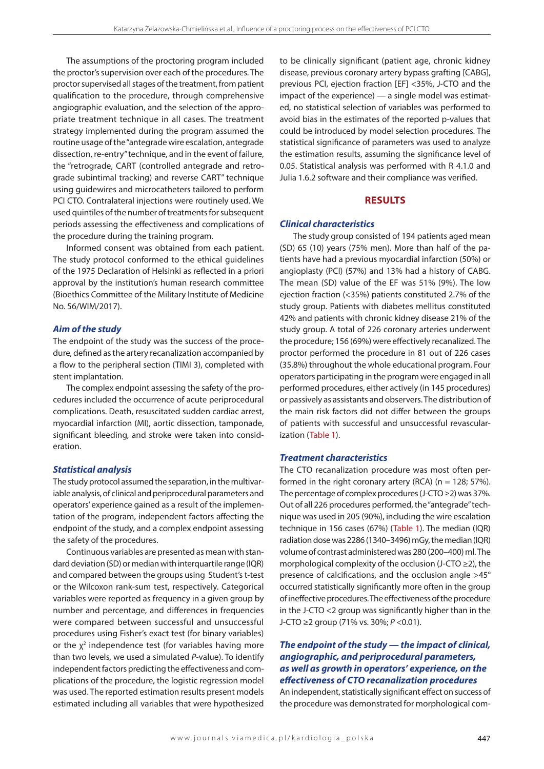The assumptions of the proctoring program included the proctor's supervision over each of the procedures. The proctor supervised all stages of the treatment, from patient qualification to the procedure, through comprehensive angiographic evaluation, and the selection of the appropriate treatment technique in all cases. The treatment strategy implemented during the program assumed the routine usage of the "antegrade wire escalation, antegrade dissection, re-entry" technique, and in the event of failure, the "retrograde, CART (controlled antegrade and retrograde subintimal tracking) and reverse CART" technique using guidewires and microcatheters tailored to perform PCI CTO. Contralateral injections were routinely used. We used quintiles of the number of treatments for subsequent periods assessing the effectiveness and complications of the procedure during the training program.

Informed consent was obtained from each patient. The study protocol conformed to the ethical guidelines of the 1975 Declaration of Helsinki as reflected in a priori approval by the institution's human research committee (Bioethics Committee of the Military Institute of Medicine No. 56/WIM/2017).

### *Aim of the study*

The endpoint of the study was the success of the procedure, defined as the artery recanalization accompanied by a flow to the peripheral section (TIMI 3), completed with stent implantation.

The complex endpoint assessing the safety of the procedures included the occurrence of acute periprocedural complications. Death, resuscitated sudden cardiac arrest, myocardial infarction (MI), aortic dissection, tamponade, significant bleeding, and stroke were taken into consideration.

### *Statistical analysis*

The study protocol assumed the separation, in the multivariable analysis, of clinical and periprocedural parameters and operators' experience gained as a result of the implementation of the program, independent factors affecting the endpoint of the study, and a complex endpoint assessing the safety of the procedures.

Continuous variables are presented as mean with standard deviation (SD) or median with interquartile range (IQR) and compared between the groups using Student's t-test or the Wilcoxon rank-sum test, respectively. Categorical variables were reported as frequency in a given group by number and percentage, and differences in frequencies were compared between successful and unsuccessful procedures using Fisher's exact test (for binary variables) or the $\chi^2$ independence test (for variables having more than two levels, we used a simulated *P*-value). To identify independent factors predicting the effectiveness and complications of the procedure, the logistic regression model was used. The reported estimation results present models estimated including all variables that were hypothesized to be clinically significant (patient age, chronic kidney disease, previous coronary artery bypass grafting [CABG], previous PCI, ejection fraction [EF] <35%, J-CTO and the impact of the experience) — a single model was estimated, no statistical selection of variables was performed to avoid bias in the estimates of the reported p-values that could be introduced by model selection procedures. The statistical significance of parameters was used to analyze the estimation results, assuming the significance level of 0.05. Statistical analysis was performed with R 4.1.0 and Julia 1.6.2 software and their compliance was verified.

## RESULTS

### *Clinical characteristics*

The study group consisted of 194 patients aged mean (SD) 65 (10) years (75% men). More than half of the patients have had a previous myocardial infarction (50%) or angioplasty (PCI) (57%) and 13% had a history of CABG. The mean (SD) value of the EF was 51% (9%). The low ejection fraction (<35%) patients constituted 2.7% of the study group. Patients with diabetes mellitus constituted 42% and patients with chronic kidney disease 21% of the study group. A total of 226 coronary arteries underwent the procedure; 156 (69%) were effectively recanalized. The proctor performed the procedure in 81 out of 226 cases (35.8%) throughout the whole educational program. Four operators participating in the program were engaged in all performed procedures, either actively (in 145 procedures) or passively as assistants and observers. The distribution of the main risk factors did not differ between the groups of patients with successful and unsuccessful revascularization (Table 1).

### *Treatment characteristics*

The CTO recanalization procedure was most often performed in the right coronary artery (RCA) (n = 128; 57%). The percentage of complex procedures (J-CTO ≥2) was 37%. Out of all 226 procedures performed, the "antegrade" technique was used in 205 (90%), including the wire escalation technique in 156 cases (67%) (Table 1). The median (IQR) radiation dose was 2286 (1340–3496) mGy, the median (IQR) volume of contrast administered was 280 (200–400) ml. The morphological complexity of the occlusion (J-CTO ≥2), the presence of calcifications, and the occlusion angle >45° occurred statistically significantly more often in the group of ineffective procedures. The effectiveness of the procedure in the J-CTO <2 group was significantly higher than in the J-CTO ≥2 group (71% vs. 30%; *P* <0.01).

### *The endpoint of the study — the impact of clinical, angiographic, and periprocedural parameters, as well as growth in operators' experience, on the effectiveness of CTO recanalization procedures*

An independent, statistically significant effect on success of the procedure was demonstrated for morphological com-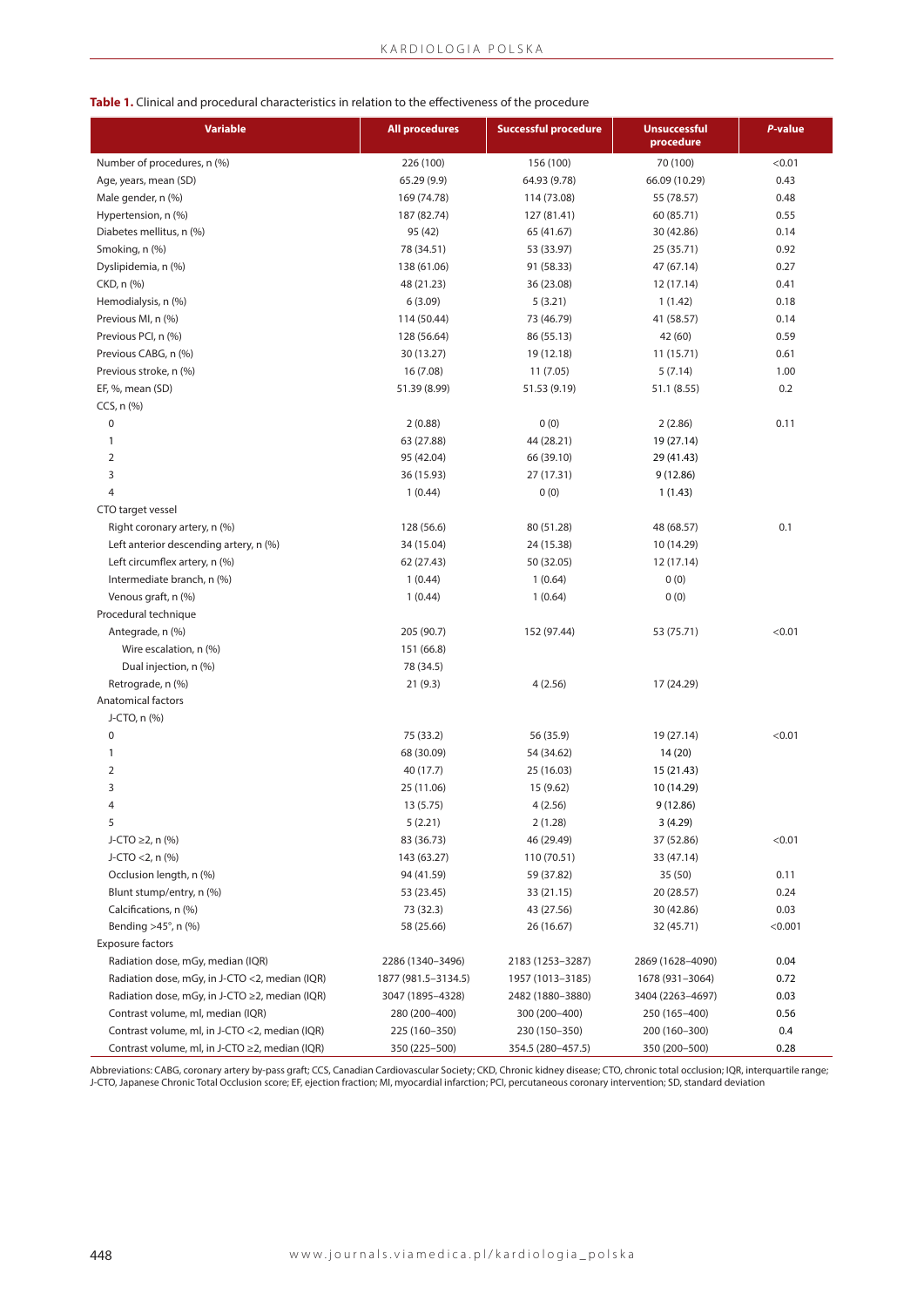**Table 1.** Clinical and procedural characteristics in relation to the effectiveness of the procedure

| Variable | All procedures | Successful procedure | Unsuccessful procedure | *P*-value |
|---|---|---|---|---|
| Number of procedures, n (%) | 226 (100) | 156 (100) | 70 (100) | <0.01 |
| Age, years, mean (SD) | 65.29 (9.9) | 64.93 (9.78) | 66.09 (10.29) | 0.43 |
| Male gender, n (%) | 169 (74.78) | 114 (73.08) | 55 (78.57) | 0.48 |
| Hypertension, n (%) | 187 (82.74) | 127 (81.41) | 60 (85.71) | 0.55 |
| Diabetes mellitus, n (%) | 95 (42) | 65 (41.67) | 30 (42.86) | 0.14 |
| Smoking, n (%) | 78 (34.51) | 53 (33.97) | 25 (35.71) | 0.92 |
| Dyslipidemia, n (%) | 138 (61.06) | 91 (58.33) | 47 (67.14) | 0.27 |
| CKD, n (%) | 48 (21.23) | 36 (23.08) | 12 (17.14) | 0.41 |
| Hemodialysis, n (%) | 6 (3.09) | 5 (3.21) | 1 (1.42) | 0.18 |
| Previous MI, n (%) | 114 (50.44) | 73 (46.79) | 41 (58.57) | 0.14 |
| Previous PCI, n (%) | 128 (56.64) | 86 (55.13) | 42 (60) | 0.59 |
| Previous CABG, n (%) | 30 (13.27) | 19 (12.18) | 11 (15.71) | 0.61 |
| Previous stroke, n (%) | 16 (7.08) | 11 (7.05) | 5 (7.14) | 1.00 |
| EF, %, mean (SD) | 51.39 (8.99) | 51.53 (9.19) | 51.1 (8.55) | 0.2 |
| CCS, n (%) | | | | |
| 0 | 2 (0.88) | 0 (0) | 2 (2.86) | 0.11 |
| 1 | 63 (27.88) | 44 (28.21) | 19 (27.14) | |
| 2 | 95 (42.04) | 66 (39.10) | 29 (41.43) | |
| 3 | 36 (15.93) | 27 (17.31) | 9 (12.86) | |
| 4 | 1 (0.44) | 0 (0) | 1 (1.43) | |
| CTO target vessel | | | | |
| Right coronary artery, n (%) | 128 (56.6) | 80 (51.28) | 48 (68.57) | 0.1 |
| Left anterior descending artery, n (%) | 34 (15.04) | 24 (15.38) | 10 (14.29) | |
| Left circumflex artery, n (%) | 62 (27.43) | 50 (32.05) | 12 (17.14) | |
| Intermediate branch, n (%) | 1 (0.44) | 1 (0.64) | 0 (0) | |
| Venous graft, n (%) | 1 (0.44) | 1 (0.64) | 0 (0) | |
| Procedural technique | | | | |
| Antegrade, n (%) | 205 (90.7) | 152 (97.44) | 53 (75.71) | <0.01 |
| Wire escalation, n (%) | 151 (66.8) | | | |
| Dual injection, n (%) | 78 (34.5) | | | |
| Retrograde, n (%) | 21 (9.3) | 4 (2.56) | 17 (24.29) | |
| Anatomical factors | | | | |
| J-CTO, n (%) | | | | |
| 0 | 75 (33.2) | 56 (35.9) | 19 (27.14) | <0.01 |
| 1 | 68 (30.09) | 54 (34.62) | 14 (20) | |
| 2 | 40 (17.7) | 25 (16.03) | 15 (21.43) | |
| 3 | 25 (11.06) | 15 (9.62) | 10 (14.29) | |
| 4 | 13 (5.75) | 4 (2.56) | 9 (12.86) | |
| 5 | 5 (2.21) | 2 (1.28) | 3 (4.29) | |
| J-CTO ≥2, n (%) | 83 (36.73) | 46 (29.49) | 37 (52.86) | <0.01 |
| J-CTO <2, n (%) | 143 (63.27) | 110 (70.51) | 33 (47.14) | |
| Occlusion length, n (%) | 94 (41.59) | 59 (37.82) | 35 (50) | 0.11 |
| Blunt stump/entry, n (%) | 53 (23.45) | 33 (21.15) | 20 (28.57) | 0.24 |
| Calcifications, n (%) | 73 (32.3) | 43 (27.56) | 30 (42.86) | 0.03 |
| Bending >45°, n (%) | 58 (25.66) | 26 (16.67) | 32 (45.71) | <0.001 |
| Exposure factors | | | | |
| Radiation dose, mGy, median (IQR) | 2286 (1340–3496) | 2183 (1253–3287) | 2869 (1628–4090) | 0.04 |
| Radiation dose, mGy, in J-CTO <2, median (IQR) | 1877 (981.5–3134.5) | 1957 (1013–3185) | 1678 (931–3064) | 0.72 |
| Radiation dose, mGy, in J-CTO ≥2, median (IQR) | 3047 (1895–4328) | 2482 (1880–3880) | 3404 (2263–4697) | 0.03 |
| Contrast volume, ml, median (IQR) | 280 (200–400) | 300 (200–400) | 250 (165–400) | 0.56 |
| Contrast volume, ml, in J-CTO <2, median (IQR) | 225 (160–350) | 230 (150–350) | 200 (160–300) | 0.4 |
| Contrast volume, ml, in J-CTO ≥2, median (IQR) | 350 (225–500) | 354.5 (280–457.5) | 350 (200–500) | 0.28 |

Abbreviations: CABG, coronary artery by-pass graft; CCS, Canadian Cardiovascular Society; CKD, Chronic kidney disease; CTO, chronic total occlusion; IQR, interquartile range; J-CTO, Japanese Chronic Total Occlusion score; EF, ejection fraction; MI, myocardial infarction; PCI, percutaneous coronary intervention; SD, standard deviation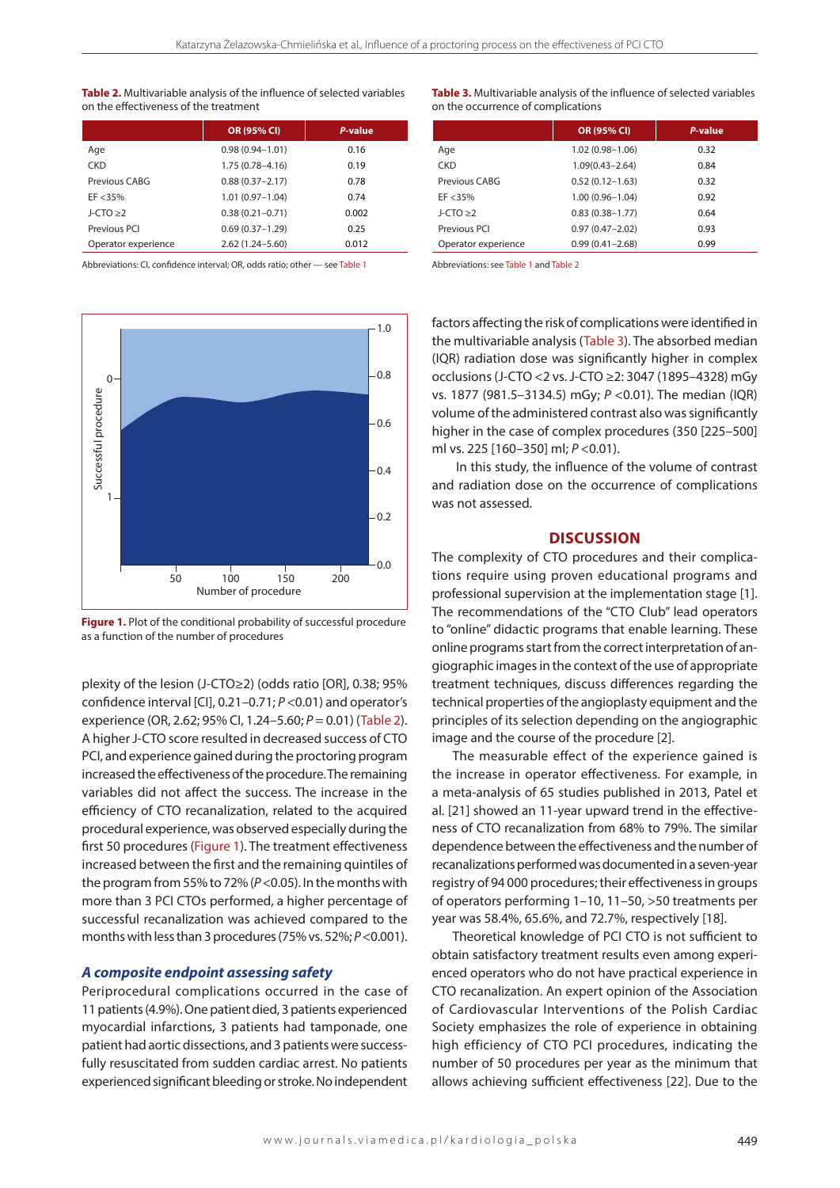**Table 2.** Multivariable analysis of the influence of selected variables on the effectiveness of the treatment

| | OR (95% CI) | *P*-value |
|---|---|---|
| Age | 0.98 (0.94–1.01) | 0.16 |
| CKD | 1.75 (0.78–4.16) | 0.19 |
| Previous CABG | 0.88 (0.37–2.17) | 0.78 |
| EF <35% | 1.01 (0.97–1.04) | 0.74 |
| J-CTO ≥2 | 0.38 (0.21–0.71) | 0.002 |
| Previous PCI | 0.69 (0.37–1.29) | 0.25 |
| Operator experience | 2.62 (1.24–5.60) | 0.012 |

Abbreviations: CI, confidence interval; OR, odds ratio; other — see Table 1

**Table 3.** Multivariable analysis of the influence of selected variables on the occurrence of complications

| | OR (95% CI) | *P*-value |
|---|---|---|
| Age | 1.02 (0.98–1.06) | 0.32 |
| CKD | 1.09(0.43–2.64) | 0.84 |
| Previous CABG | 0.52 (0.12–1.63) | 0.32 |
| EF <35% | 1.00 (0.96–1.04) | 0.92 |
| J-CTO ≥2 | 0.83 (0.38–1.77) | 0.64 |
| Previous PCI | 0.97 (0.47–2.02) | 0.93 |
| Operator experience | 0.99 (0.41–2.68) | 0.99 |

Abbreviations: see Table 1 and Table 2

**Figure 1.** Plot of the conditional probability of successful procedure as a function of the number of procedures

plexity of the lesion (J-CTO≥2) (odds ratio [OR], 0.38; 95% confidence interval [CI], 0.21–0.71; $P<0.01$) and operator's experience (OR, 2.62; 95% CI, 1.24–5.60; $P = 0.01$) (Table 2). A higher J-CTO score resulted in decreased success of CTO PCI, and experience gained during the proctoring program increased the effectiveness of the procedure. The remaining variables did not affect the success. The increase in the efficiency of CTO recanalization, related to the acquired procedural experience, was observed especially during the first 50 procedures (Figure 1). The treatment effectiveness increased between the first and the remaining quintiles of the program from 55% to 72% ($P<0.05$). In the months with more than 3 PCI CTOs performed, a higher percentage of successful recanalization was achieved compared to the months with less than 3 procedures (75% vs. 52%; $P<0.001$).

### *A composite endpoint assessing safety*

Periprocedural complications occurred in the case of 11 patients (4.9%). One patient died, 3 patients experienced myocardial infarctions, 3 patients had tamponade, one patient had aortic dissections, and 3 patients were successfully resuscitated from sudden cardiac arrest. No patients experienced significant bleeding or stroke. No independent factors affecting the risk of complications were identified in the multivariable analysis (Table 3). The absorbed median (IQR) radiation dose was significantly higher in complex occlusions (J-CTO <2 vs. J-CTO ≥2: 3047 (1895–4328) mGy vs. 1877 (981.5–3134.5) mGy; $P<0.01$). The median (IQR) volume of the administered contrast also was significantly higher in the case of complex procedures (350 [225–500] ml vs. 225 [160–350] ml; $P<0.01$).

In this study, the influence of the volume of contrast and radiation dose on the occurrence of complications was not assessed.

## DISCUSSION

The complexity of CTO procedures and their complications require using proven educational programs and professional supervision at the implementation stage [1]. The recommendations of the "CTO Club" lead operators to "online" didactic programs that enable learning. These online programs start from the correct interpretation of angiographic images in the context of the use of appropriate treatment techniques, discuss differences regarding the technical properties of the angioplasty equipment and the principles of its selection depending on the angiographic image and the course of the procedure [2].

The measurable effect of the experience gained is the increase in operator effectiveness. For example, in a meta-analysis of 65 studies published in 2013, Patel et al. [21] showed an 11-year upward trend in the effectiveness of CTO recanalization from 68% to 79%. The similar dependence between the effectiveness and the number of recanalizations performed was documented in a seven-year registry of 94 000 procedures; their effectiveness in groups of operators performing 1–10, 11–50, >50 treatments per year was 58.4%, 65.6%, and 72.7%, respectively [18].

Theoretical knowledge of PCI CTO is not sufficient to obtain satisfactory treatment results even among experienced operators who do not have practical experience in CTO recanalization. An expert opinion of the Association of Cardiovascular Interventions of the Polish Cardiac Society emphasizes the role of experience in obtaining high efficiency of CTO PCI procedures, indicating the number of 50 procedures per year as the minimum that allows achieving sufficient effectiveness [22]. Due to the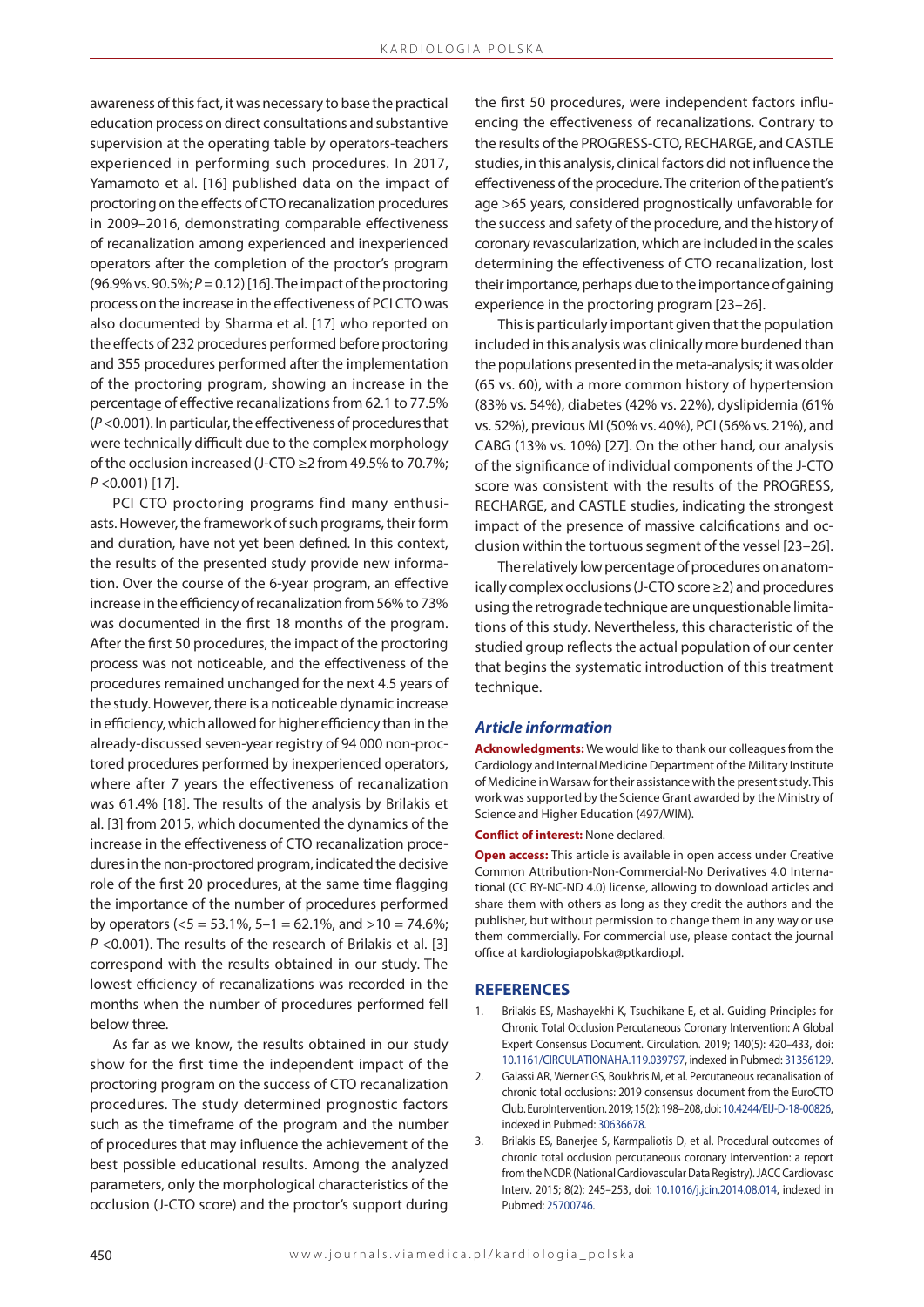awareness of this fact, it was necessary to base the practical education process on direct consultations and substantive supervision at the operating table by operators-teachers experienced in performing such procedures. In 2017, Yamamoto et al. [16] published data on the impact of proctoring on the effects of CTO recanalization procedures in 2009–2016, demonstrating comparable effectiveness of recanalization among experienced and inexperienced operators after the completion of the proctor's program (96.9% vs. 90.5%; $P = 0.12$) [16]. The impact of the proctoring process on the increase in the effectiveness of PCI CTO was also documented by Sharma et al. [17] who reported on the effects of 232 procedures performed before proctoring and 355 procedures performed after the implementation of the proctoring program, showing an increase in the percentage of effective recanalizations from 62.1 to 77.5% ($P < 0.001$). In particular, the effectiveness of procedures that were technically difficult due to the complex morphology of the occlusion increased (J-CTO ≥2 from 49.5% to 70.7%; $P < 0.001$) [17].

PCI CTO proctoring programs find many enthusiasts. However, the framework of such programs, their form and duration, have not yet been defined. In this context, the results of the presented study provide new information. Over the course of the 6-year program, an effective increase in the efficiency of recanalization from 56% to 73% was documented in the first 18 months of the program. After the first 50 procedures, the impact of the proctoring process was not noticeable, and the effectiveness of the procedures remained unchanged for the next 4.5 years of the study. However, there is a noticeable dynamic increase in efficiency, which allowed for higher efficiency than in the already-discussed seven-year registry of 94 000 non-proctored procedures performed by inexperienced operators, where after 7 years the effectiveness of recanalization was 61.4% [18]. The results of the analysis by Brilakis et al. [3] from 2015, which documented the dynamics of the increase in the effectiveness of CTO recanalization procedures in the non-proctored program, indicated the decisive role of the first 20 procedures, at the same time flagging the importance of the number of procedures performed by operators (<5 = 53.1%, 5–1 = 62.1%, and >10 = 74.6%; $P < 0.001$). The results of the research of Brilakis et al. [3] correspond with the results obtained in our study. The lowest efficiency of recanalizations was recorded in the months when the number of procedures performed fell below three.

As far as we know, the results obtained in our study show for the first time the independent impact of the proctoring program on the success of CTO recanalization procedures. The study determined prognostic factors such as the timeframe of the program and the number of procedures that may influence the achievement of the best possible educational results. Among the analyzed parameters, only the morphological characteristics of the occlusion (J-CTO score) and the proctor's support during the first 50 procedures, were independent factors influencing the effectiveness of recanalizations. Contrary to the results of the PROGRESS-CTO, RECHARGE, and CASTLE studies, in this analysis, clinical factors did not influence the effectiveness of the procedure. The criterion of the patient's age >65 years, considered prognostically unfavorable for the success and safety of the procedure, and the history of coronary revascularization, which are included in the scales determining the effectiveness of CTO recanalization, lost their importance, perhaps due to the importance of gaining experience in the proctoring program [23–26].

This is particularly important given that the population included in this analysis was clinically more burdened than the populations presented in the meta-analysis; it was older (65 vs. 60), with a more common history of hypertension (83% vs. 54%), diabetes (42% vs. 22%), dyslipidemia (61% vs. 52%), previous MI (50% vs. 40%), PCI (56% vs. 21%), and CABG (13% vs. 10%) [27]. On the other hand, our analysis of the significance of individual components of the J-CTO score was consistent with the results of the PROGRESS, RECHARGE, and CASTLE studies, indicating the strongest impact of the presence of massive calcifications and occlusion within the tortuous segment of the vessel [23–26].

The relatively low percentage of procedures on anatomically complex occlusions (J-CTO score ≥2) and procedures using the retrograde technique are unquestionable limitations of this study. Nevertheless, this characteristic of the studied group reflects the actual population of our center that begins the systematic introduction of this treatment technique.

## *Article information*

**Acknowledgments:** We would like to thank our colleagues from the Cardiology and Internal Medicine Department of the Military Institute of Medicine in Warsaw for their assistance with the present study. This work was supported by the Science Grant awarded by the Ministry of Science and Higher Education (497/WIM).

**Conflict of interest:** None declared.

**Open access:** This article is available in open access under Creative Common Attribution-Non-Commercial-No Derivatives 4.0 International (CC BY-NC-ND 4.0) license, allowing to download articles and share them with others as long as they credit the authors and the publisher, but without permission to change them in any way or use them commercially. For commercial use, please contact the journal office at kardiologiapolska@ptkardio.pl.

## REFERENCES

1. Brilakis ES, Mashayekhi K, Tsuchikane E, et al. Guiding Principles for Chronic Total Occlusion Percutaneous Coronary Intervention: A Global Expert Consensus Document. Circulation. 2019; 140(5): 420–433, doi: 10.1161/CIRCULATIONAHA.119.039797, indexed in Pubmed: 31356129.
2. Galassi AR, Werner GS, Boukhris M, et al. Percutaneous recanalisation of chronic total occlusions: 2019 consensus document from the EuroCTO Club. EuroIntervention. 2019; 15(2): 198–208, doi: 10.4244/EIJ-D-18-00826, indexed in Pubmed: 30636678.
3. Brilakis ES, Banerjee S, Karmpaliotis D, et al. Procedural outcomes of chronic total occlusion percutaneous coronary intervention: a report from the NCDR (National Cardiovascular Data Registry). JACC Cardiovasc Interv. 2015; 8(2): 245–253, doi: 10.1016/j.jcin.2014.08.014, indexed in Pubmed: 25700746.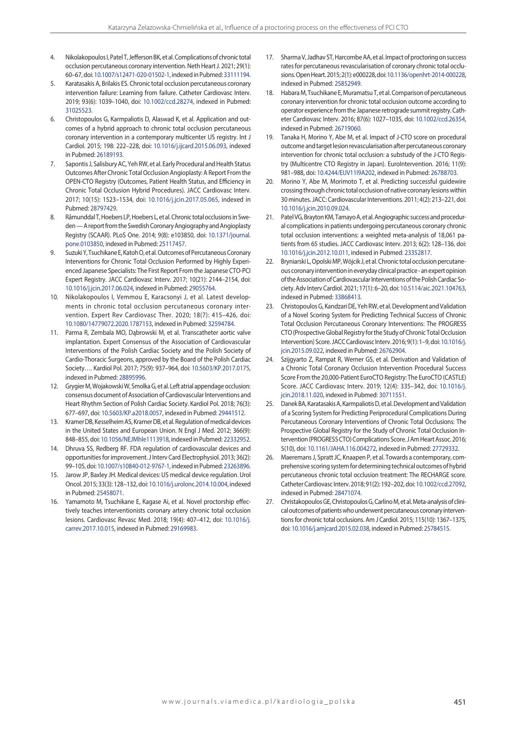4. Nikolakopoulos I, Patel T, Jefferson BK, et al. Complications of chronic total occlusion percutaneous coronary intervention. Neth Heart J. 2021; 29(1): 60–67, doi: 10.1007/s12471-020-01502-1, indexed in Pubmed: 33111194.
5. Karatasakis A, Brilakis ES. Chronic total occlusion percutaneous coronary intervention failure: Learning from failure. Catheter Cardiovasc Interv. 2019; 93(6): 1039–1040, doi: 10.1002/ccd.28274, indexed in Pubmed: 31025523.
6. Christopoulos G, Karmpaliotis D, Alaswad K, et al. Application and outcomes of a hybrid approach to chronic total occlusion percutaneous coronary intervention in a contemporary multicenter US registry. Int J Cardiol. 2015; 198: 222–228, doi: 10.1016/j.ijcard.2015.06.093, indexed in Pubmed: 26189193.
7. Sapontis J, Salisbury AC, Yeh RW, et al. Early Procedural and Health Status Outcomes After Chronic Total Occlusion Angioplasty: A Report From the OPEN-CTO Registry (Outcomes, Patient Health Status, and Efficiency in Chronic Total Occlusion Hybrid Procedures). JACC Cardiovasc Interv. 2017; 10(15): 1523–1534, doi: 10.1016/j.jcin.2017.05.065, indexed in Pubmed: 28797429.
8. Råmunddal T, Hoebers LP, Hoebers L, et al. Chronic total occlusions in Sweden — A report from the Swedish Coronary Angiography and Angioplasty Registry (SCAAR). PLoS One. 2014; 9(8): e103850, doi: 10.1371/journal.pone.0103850, indexed in Pubmed: 25117457.
9. Suzuki Y, Tsuchikane E, Katoh O, et al. Outcomes of Percutaneous Coronary Interventions for Chronic Total Occlusion Performed by Highly Experienced Japanese Specialists: The First Report From the Japanese CTO-PCI Expert Registry. JACC Cardiovasc Interv. 2017; 10(21): 2144–2154, doi: 10.1016/j.jcin.2017.06.024, indexed in Pubmed: 29055764.
10. Nikolakopoulos I, Vemmou E, Karacsonyi J, et al. Latest developments in chronic total occlusion percutaneous coronary intervention. Expert Rev Cardiovasc Ther. 2020; 18(7): 415–426, doi: 10.1080/14779072.2020.1787153, indexed in Pubmed: 32594784.
11. Parma R, Zembala MO, Dąbrowski M, et al. Transcatheter aortic valve implantation. Expert Consensus of the Association of Cardiovascular Interventions of the Polish Cardiac Society and the Polish Society of Cardio-Thoracic Surgeons, approved by the Board of the Polish Cardiac Society…. Kardiol Pol. 2017; 75(9): 937–964, doi: 10.5603/KP.2017.0175, indexed in Pubmed: 28895996.
12. Grygier M, Wojakowski W, Smolka G, et al. Left atrial appendage occlusion: consensus document of Association of Cardiovascular Interventions and Heart Rhythm Section of Polish Cardiac Society. Kardiol Pol. 2018; 76(3): 677–697, doi: 10.5603/KP.a2018.0057, indexed in Pubmed: 29441512.
13. Kramer DB, Kesselheim AS, Kramer DB, et al. Regulation of medical devices in the United States and European Union. N Engl J Med. 2012; 366(9): 848–855, doi: 10.1056/NEJMhle1113918, indexed in Pubmed: 22332952.
14. Dhruva SS, Redberg RF. FDA regulation of cardiovascular devices and opportunities for improvement. J Interv Card Electrophysiol. 2013; 36(2): 99–105, doi: 10.1007/s10840-012-9767-1, indexed in Pubmed: 23263896.
15. Jarow JP, Baxley JH. Medical devices: US medical device regulation. Urol Oncol. 2015; 33(3): 128–132, doi: 10.1016/j.urolonc.2014.10.004, indexed in Pubmed: 25458071.
16. Yamamoto M, Tsuchikane E, Kagase Ai, et al. Novel proctorship effectively teaches interventionists coronary artery chronic total occlusion lesions. Cardiovasc Revasc Med. 2018; 19(4): 407–412, doi: 10.1016/j.carrev.2017.10.015, indexed in Pubmed: 29169983.
17. Sharma V, Jadhav ST, Harcombe AA, et al. Impact of proctoring on success rates for percutaneous revascularisation of coronary chronic total occlusions. Open Heart. 2015; 2(1): e000228, doi: 10.1136/openhrt-2014-000228, indexed in Pubmed: 25852949.
18. Habara M, Tsuchikane E, Muramatsu T, et al. Comparison of percutaneous coronary intervention for chronic total occlusion outcome according to operator experience from the Japanese retrograde summit registry. Catheter Cardiovasc Interv. 2016; 87(6): 1027–1035, doi: 10.1002/ccd.26354, indexed in Pubmed: 26719060.
19. Tanaka H, Morino Y, Abe M, et al. Impact of J-CTO score on procedural outcome and target lesion revascularisation after percutaneous coronary intervention for chronic total occlusion: a substudy of the J-CTO Registry (Multicentre CTO Registry in Japan). EuroIntervention. 2016; 11(9): 981–988, doi: 10.4244/EIJV11I9A202, indexed in Pubmed: 26788703.
20. Morino Y, Abe M, Morimoto T, et al. Predicting successful guidewire crossing through chronic total occlusion of native coronary lesions within 30 minutes. JACC: Cardiovascular Interventions. 2011; 4(2): 213–221, doi: 10.1016/j.jcin.2010.09.024.
21. Patel VG, Brayton KM, Tamayo A, et al. Angiographic success and procedural complications in patients undergoing percutaneous coronary chronic total occlusion interventions: a weighted meta-analysis of 18,061 patients from 65 studies. JACC Cardiovasc Interv. 2013; 6(2): 128–136, doi: 10.1016/j.jcin.2012.10.011, indexed in Pubmed: 23352817.
22. Bryniarski L, Opolski MP, Wójcik J, et al. Chronic total occlusion percutaneous coronary intervention in everyday clinical practice - an expert opinion of the Association of Cardiovascular Interventions of the Polish Cardiac Society. Adv Interv Cardiol. 2021; 17(1): 6–20, doi: 10.5114/aic.2021.104763, indexed in Pubmed: 33868413.
23. Christopoulos G, Kandzari DE, Yeh RW, et al. Development and Validation of a Novel Scoring System for Predicting Technical Success of Chronic Total Occlusion Percutaneous Coronary Interventions: The PROGRESS CTO (Prospective Global Registry for the Study of Chronic Total Occlusion Intervention) Score. JACC Cardiovasc Interv. 2016; 9(1): 1–9, doi: 10.1016/j.jcin.2015.09.022, indexed in Pubmed: 26762904.
24. Szijgyarto Z, Rampat R, Werner GS, et al. Derivation and Validation of a Chronic Total Coronary Occlusion Intervention Procedural Success Score From the 20,000-Patient EuroCTO Registry: The EuroCTO (CASTLE) Score. JACC Cardiovasc Interv. 2019; 12(4): 335–342, doi: 10.1016/j.jcin.2018.11.020, indexed in Pubmed: 30711551.
25. Danek BA, Karatasakis A, Karmpaliotis D, et al. Development and Validation of a Scoring System for Predicting Periprocedural Complications During Percutaneous Coronary Interventions of Chronic Total Occlusions: The Prospective Global Registry for the Study of Chronic Total Occlusion Intervention (PROGRESS CTO) Complications Score. J Am Heart Assoc. 2016; 5(10), doi: 10.1161/JAHA.116.004272, indexed in Pubmed: 27729332.
26. Maeremans J, Spratt JC, Knaapen P, et al. Towards a contemporary, comprehensive scoring system for determining technical outcomes of hybrid percutaneous chronic total occlusion treatment: The RECHARGE score. Catheter Cardiovasc Interv. 2018; 91(2): 192–202, doi: 10.1002/ccd.27092, indexed in Pubmed: 28471074.
27. Christakopoulos GE, Christopoulos G, Carlino M, et al. Meta-analysis of clinical outcomes of patients who underwent percutaneous coronary interventions for chronic total occlusions. Am J Cardiol. 2015; 115(10): 1367–1375, doi: 10.1016/j.amjcard.2015.02.038, indexed in Pubmed: 25784515.